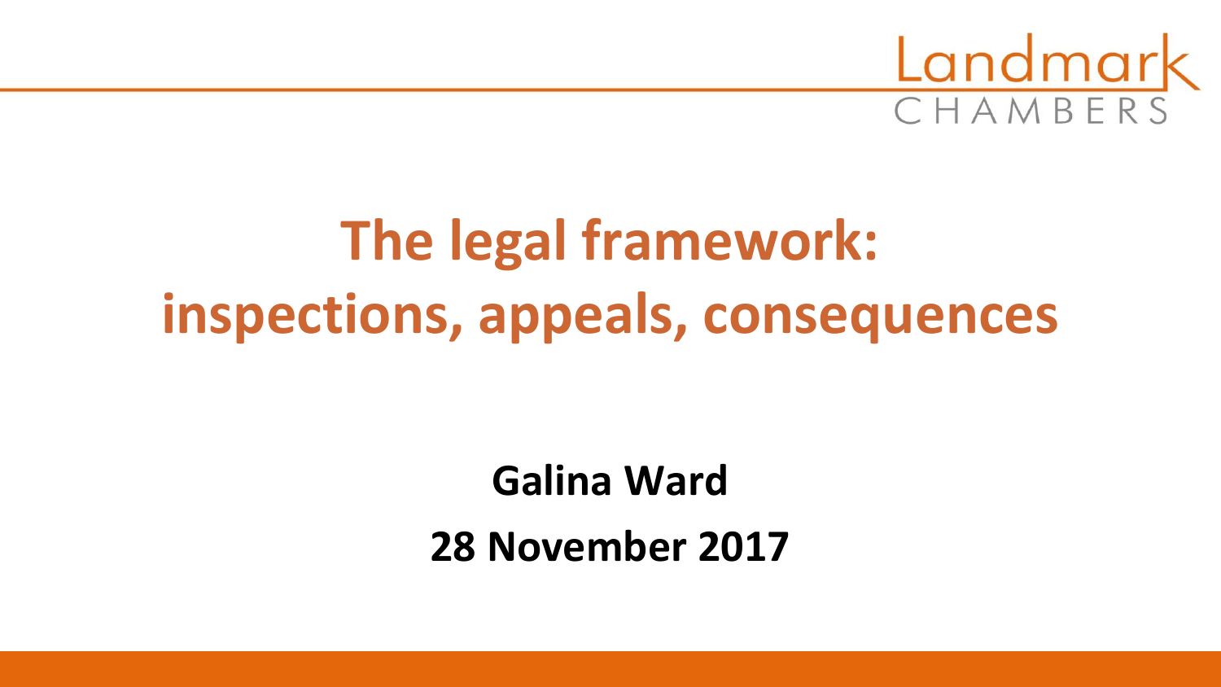Landmark
CHAMBERS

# The legal framework: inspections, appeals, consequences

**Galina Ward**

**28 November 2017**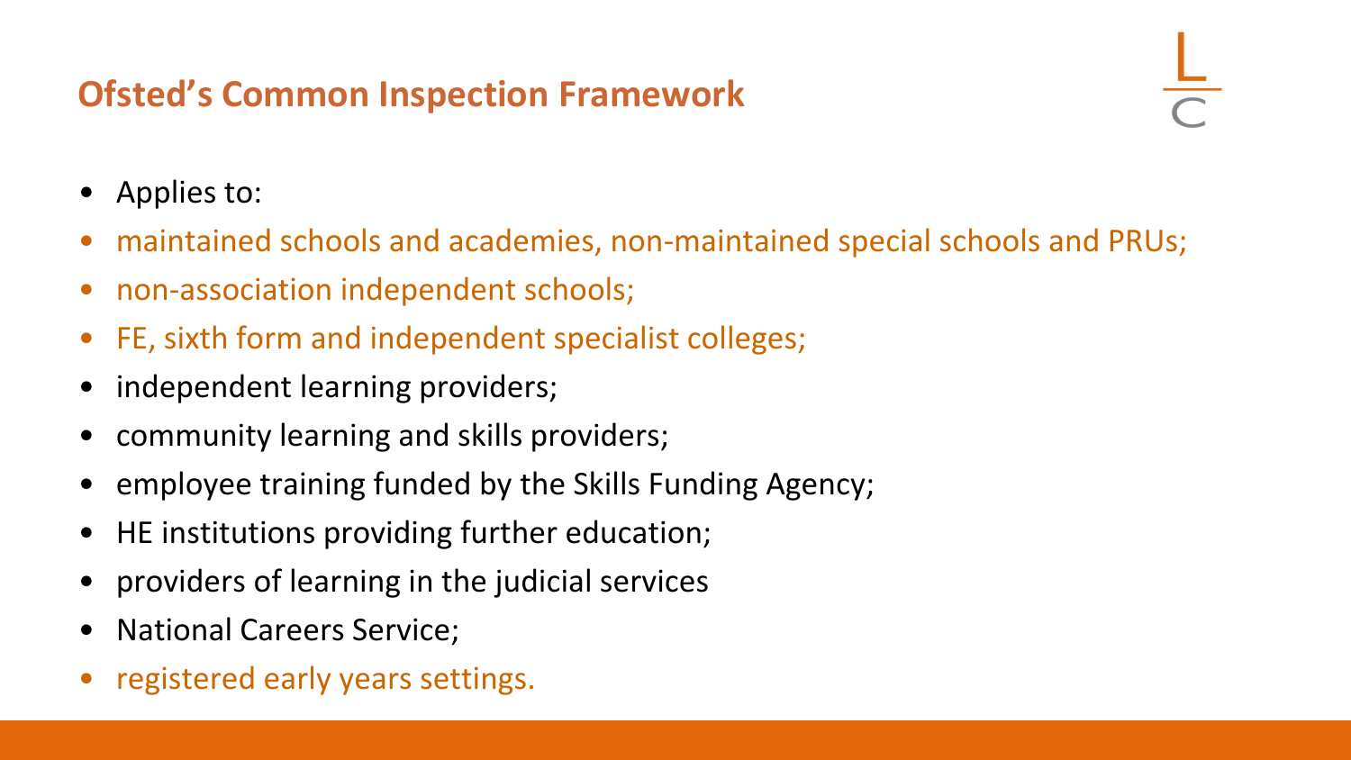## Ofsted's Common Inspection Framework

- Applies to:
- maintained schools and academies, non-maintained special schools and PRUs;
- non-association independent schools;
- FE, sixth form and independent specialist colleges;
- independent learning providers;
- community learning and skills providers;
- employee training funded by the Skills Funding Agency;
- HE institutions providing further education;
- providers of learning in the judicial services
- National Careers Service;
- registered early years settings.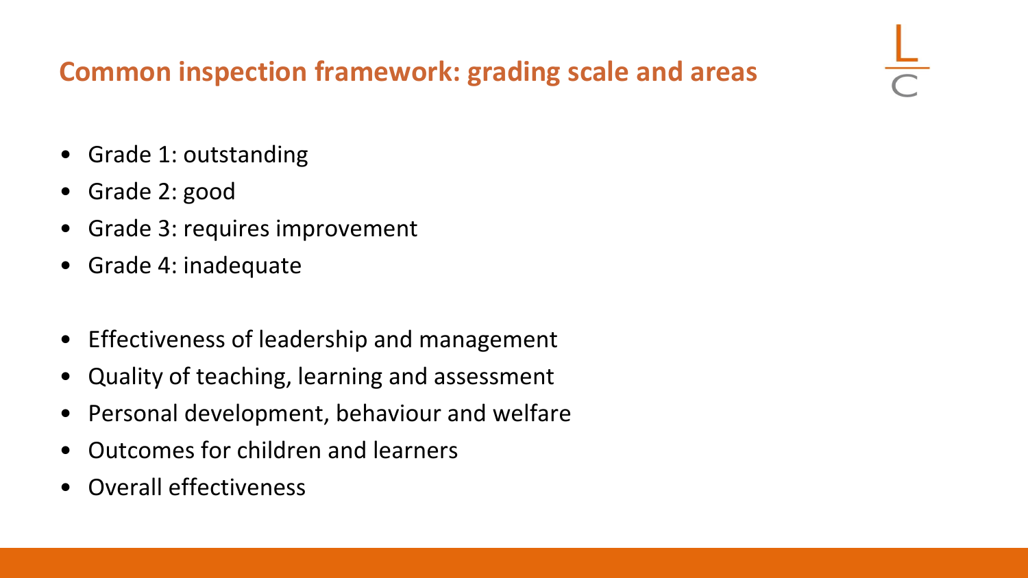## Common inspection framework: grading scale and areas

- Grade 1: outstanding
- Grade 2: good
- Grade 3: requires improvement
- Grade 4: inadequate

- Effectiveness of leadership and management
- Quality of teaching, learning and assessment
- Personal development, behaviour and welfare
- Outcomes for children and learners
- Overall effectiveness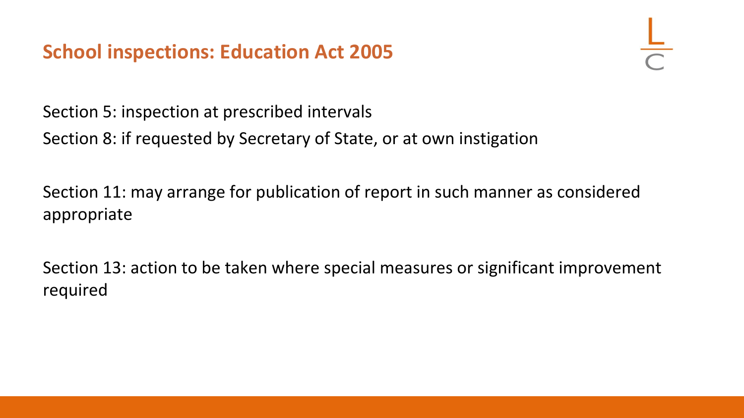## School inspections: Education Act 2005

Section 5: inspection at prescribed intervals

Section 8: if requested by Secretary of State, or at own instigation

Section 11: may arrange for publication of report in such manner as considered appropriate

Section 13: action to be taken where special measures or significant improvement required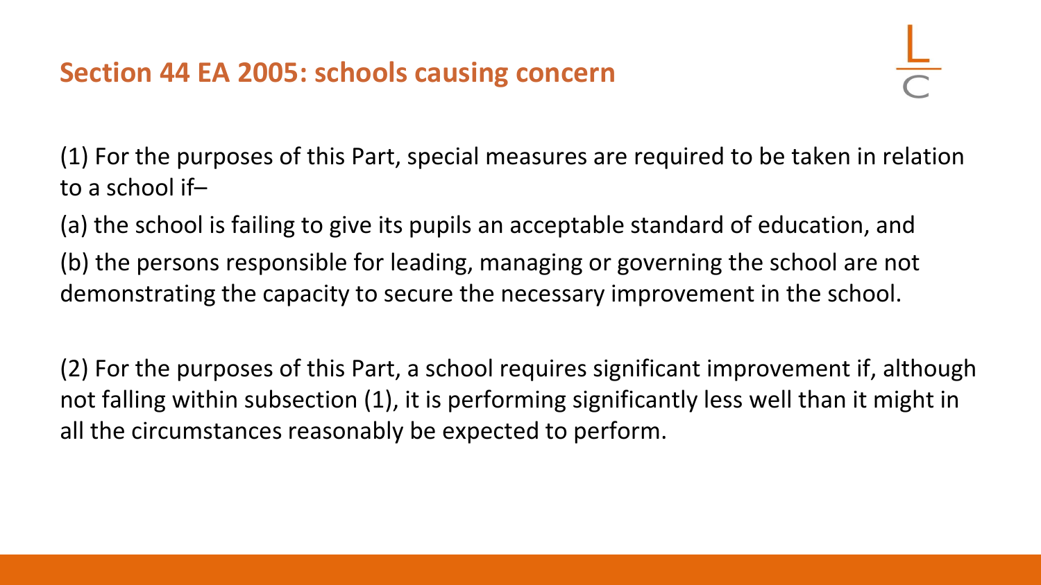## Section 44 EA 2005: schools causing concern

(1) For the purposes of this Part, special measures are required to be taken in relation to a school if–

(a) the school is failing to give its pupils an acceptable standard of education, and

(b) the persons responsible for leading, managing or governing the school are not demonstrating the capacity to secure the necessary improvement in the school.

(2) For the purposes of this Part, a school requires significant improvement if, although not falling within subsection (1), it is performing significantly less well than it might in all the circumstances reasonably be expected to perform.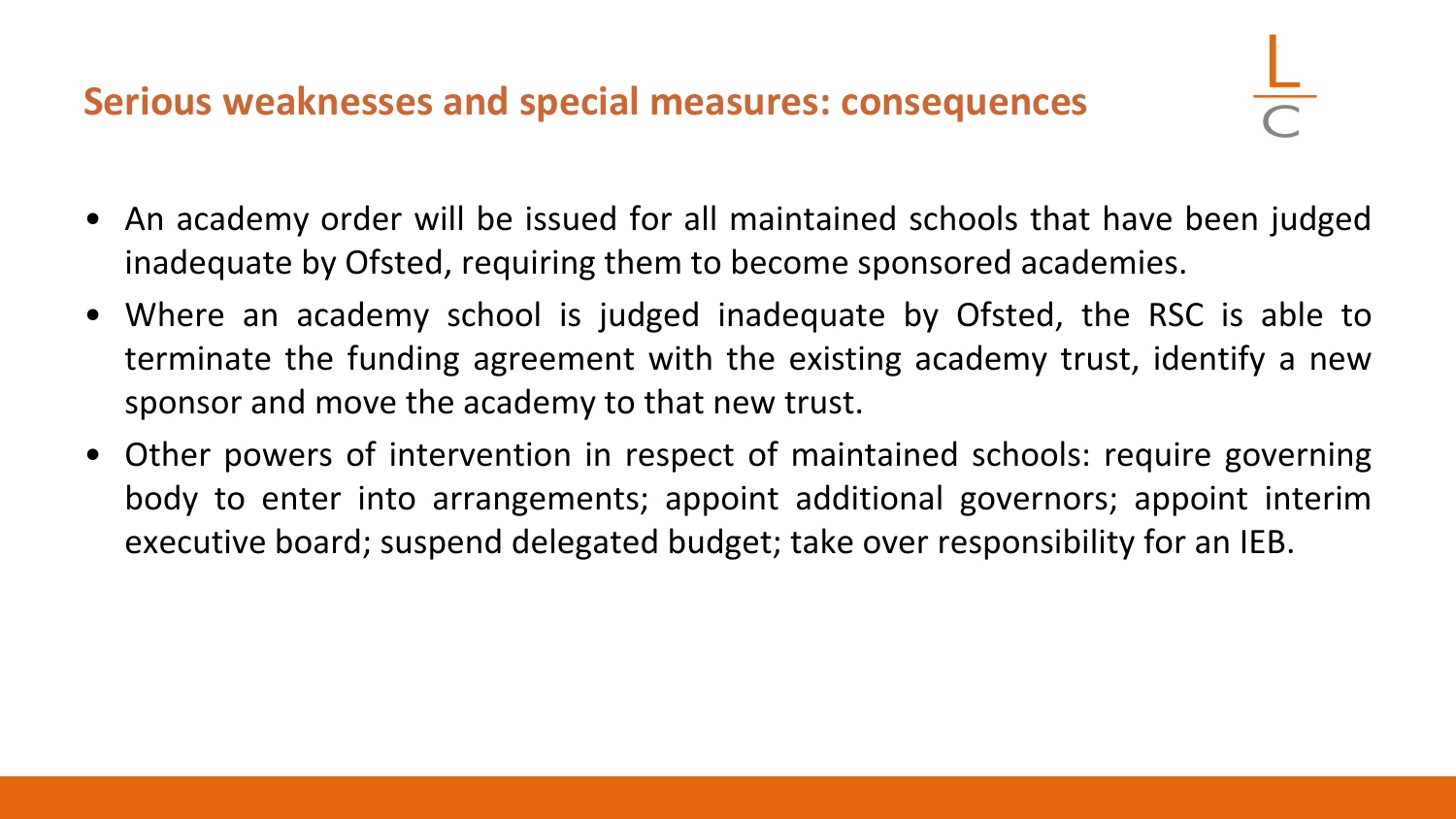## Serious weaknesses and special measures: consequences

- An academy order will be issued for all maintained schools that have been judged inadequate by Ofsted, requiring them to become sponsored academies.
- Where an academy school is judged inadequate by Ofsted, the RSC is able to terminate the funding agreement with the existing academy trust, identify a new sponsor and move the academy to that new trust.
- Other powers of intervention in respect of maintained schools: require governing body to enter into arrangements; appoint additional governors; appoint interim executive board; suspend delegated budget; take over responsibility for an IEB.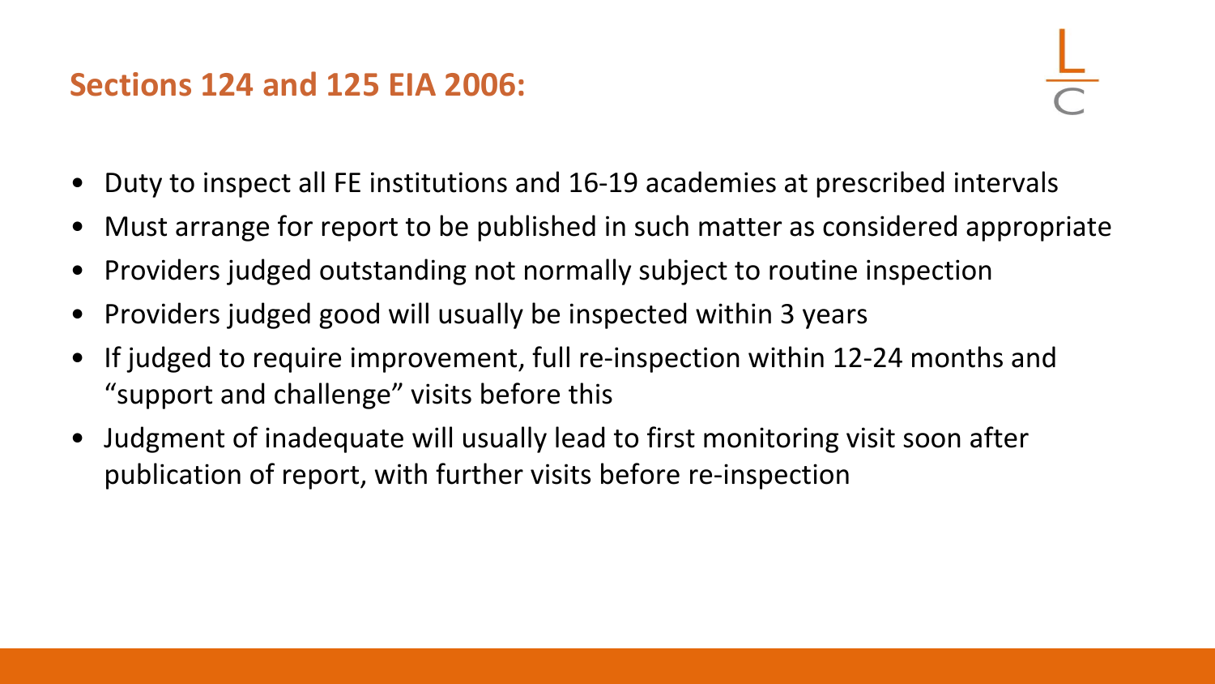## Sections 124 and 125 EIA 2006:

- Duty to inspect all FE institutions and 16-19 academies at prescribed intervals
- Must arrange for report to be published in such matter as considered appropriate
- Providers judged outstanding not normally subject to routine inspection
- Providers judged good will usually be inspected within 3 years
- If judged to require improvement, full re-inspection within 12-24 months and "support and challenge" visits before this
- Judgment of inadequate will usually lead to first monitoring visit soon after publication of report, with further visits before re-inspection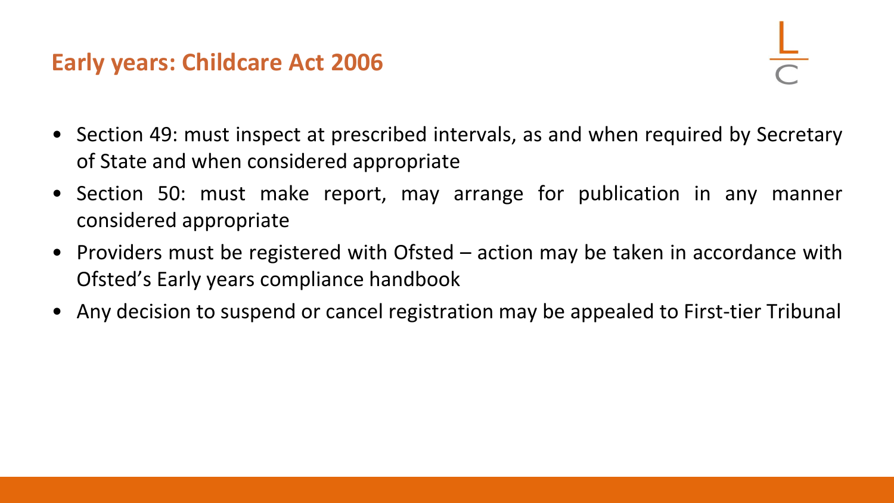## Early years: Childcare Act 2006

- Section 49: must inspect at prescribed intervals, as and when required by Secretary of State and when considered appropriate
- Section 50: must make report, may arrange for publication in any manner considered appropriate
- Providers must be registered with Ofsted – action may be taken in accordance with Ofsted's Early years compliance handbook
- Any decision to suspend or cancel registration may be appealed to First-tier Tribunal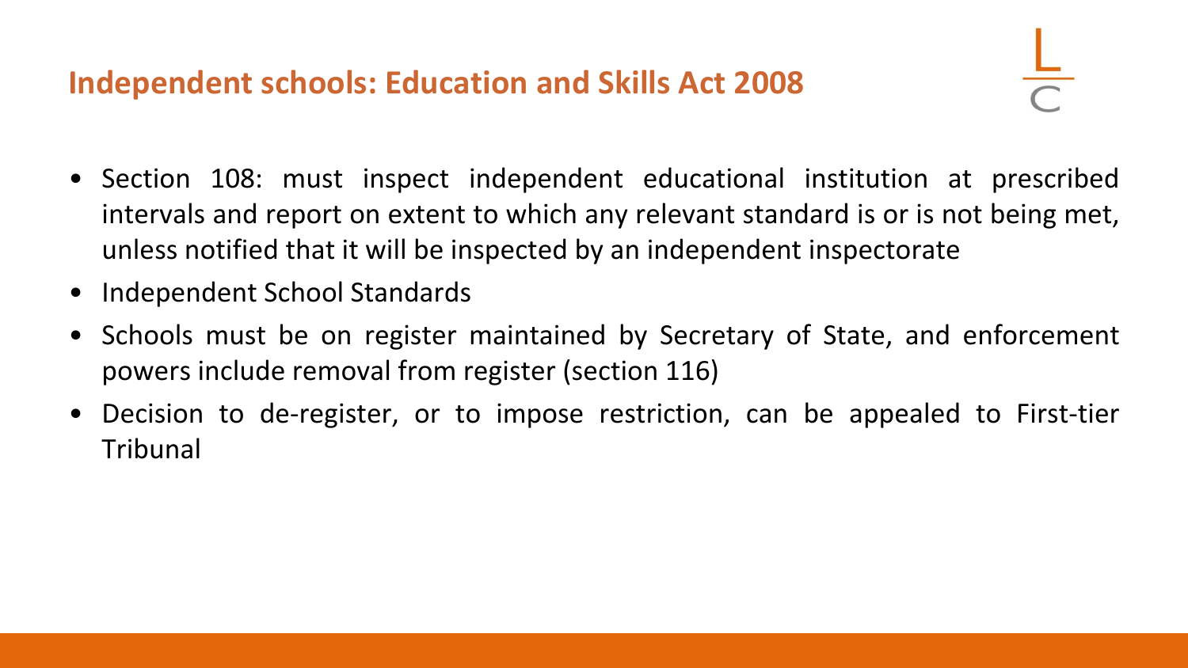## Independent schools: Education and Skills Act 2008

- Section 108: must inspect independent educational institution at prescribed intervals and report on extent to which any relevant standard is or is not being met, unless notified that it will be inspected by an independent inspectorate
- Independent School Standards
- Schools must be on register maintained by Secretary of State, and enforcement powers include removal from register (section 116)
- Decision to de-register, or to impose restriction, can be appealed to First-tier Tribunal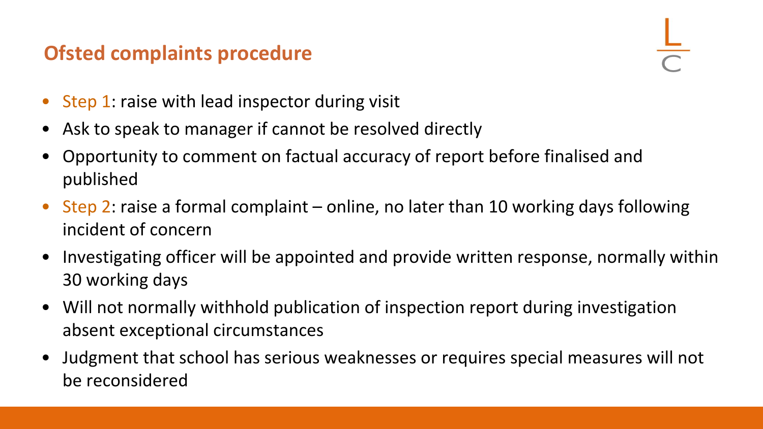## Ofsted complaints procedure

- Step 1: raise with lead inspector during visit
- Ask to speak to manager if cannot be resolved directly
- Opportunity to comment on factual accuracy of report before finalised and published
- Step 2: raise a formal complaint – online, no later than 10 working days following incident of concern
- Investigating officer will be appointed and provide written response, normally within 30 working days
- Will not normally withhold publication of inspection report during investigation absent exceptional circumstances
- Judgment that school has serious weaknesses or requires special measures will not be reconsidered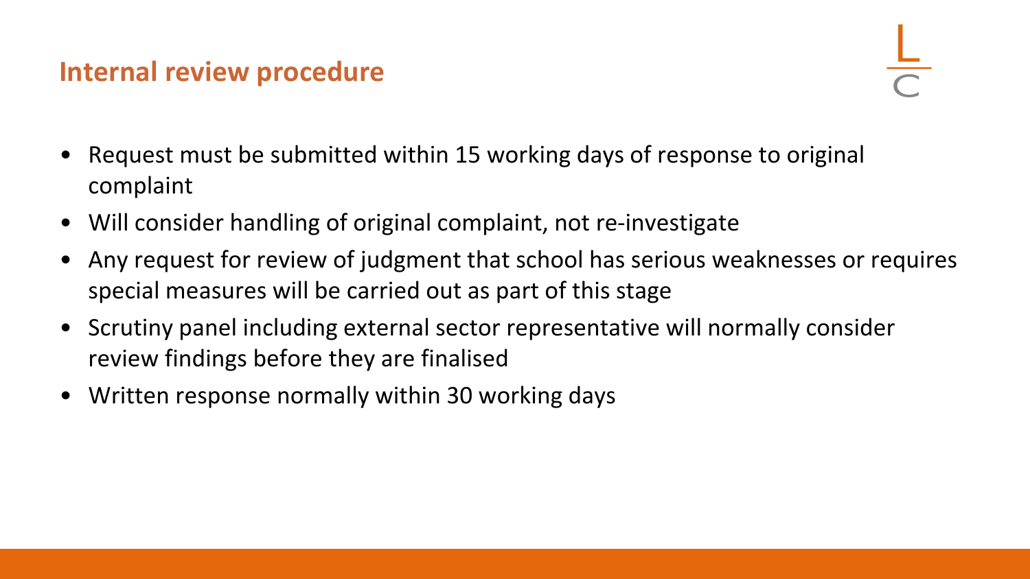## Internal review procedure

- Request must be submitted within 15 working days of response to original complaint
- Will consider handling of original complaint, not re-investigate
- Any request for review of judgment that school has serious weaknesses or requires special measures will be carried out as part of this stage
- Scrutiny panel including external sector representative will normally consider review findings before they are finalised
- Written response normally within 30 working days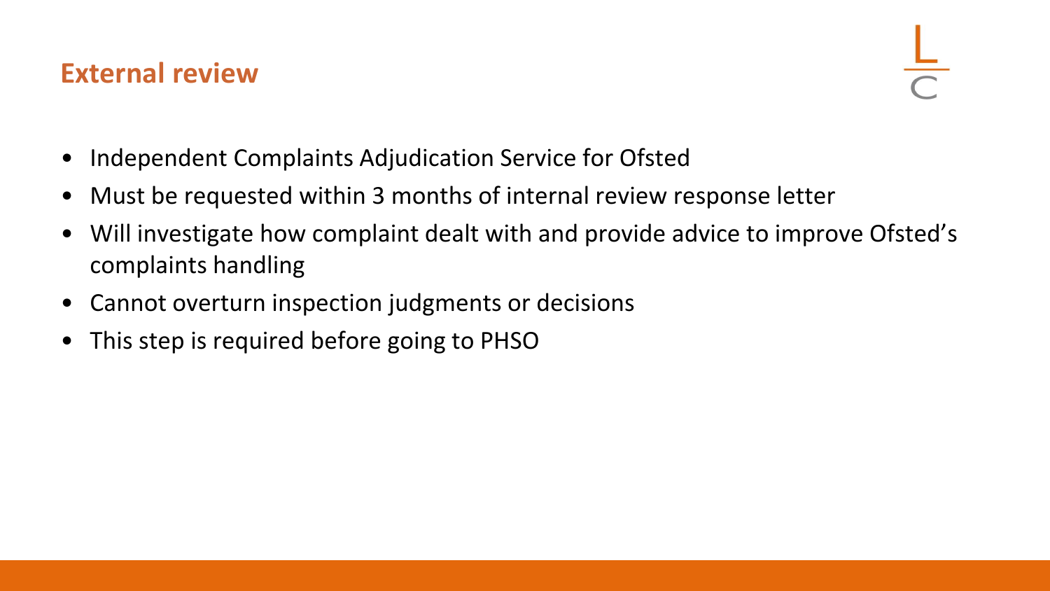## External review

- Independent Complaints Adjudication Service for Ofsted
- Must be requested within 3 months of internal review response letter
- Will investigate how complaint dealt with and provide advice to improve Ofsted's complaints handling
- Cannot overturn inspection judgments or decisions
- This step is required before going to PHSO